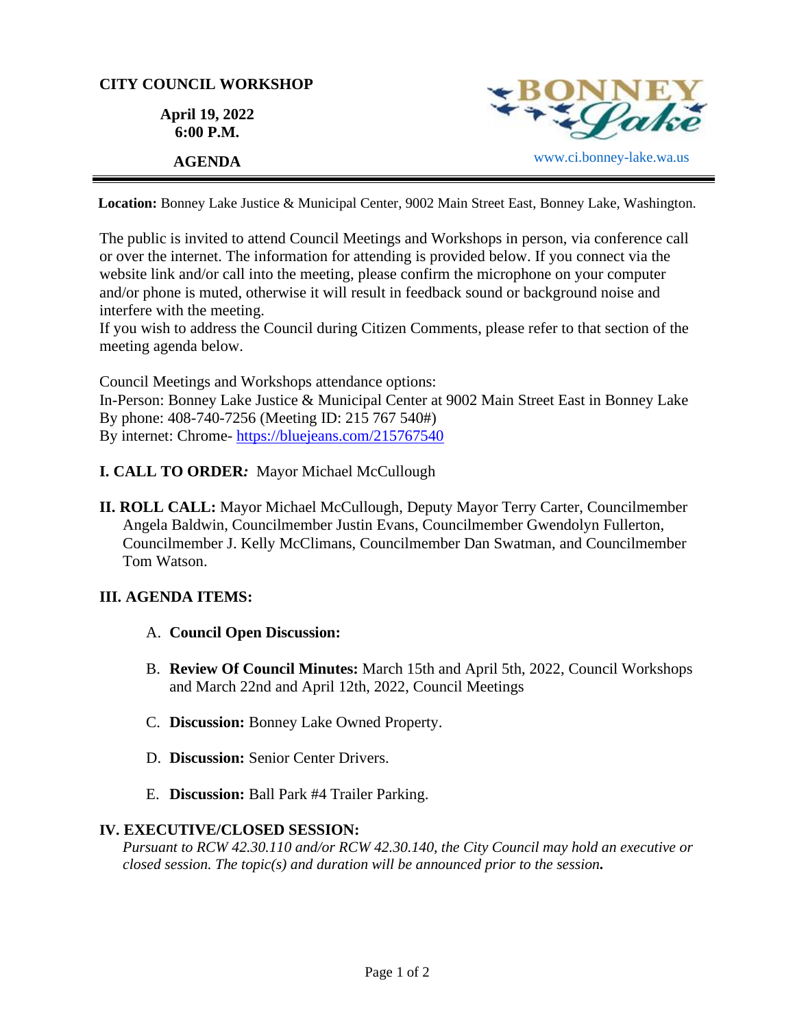**CITY COUNCIL WORKSHOP**

**April 19, 2022**
**6:00 P.M.**

**AGENDA**

www.ci.bonney-lake.wa.us

**Location:** Bonney Lake Justice & Municipal Center, 9002 Main Street East, Bonney Lake, Washington.

The public is invited to attend Council Meetings and Workshops in person, via conference call or over the internet. The information for attending is provided below. If you connect via the website link and/or call into the meeting, please confirm the microphone on your computer and/or phone is muted, otherwise it will result in feedback sound or background noise and interfere with the meeting.
If you wish to address the Council during Citizen Comments, please refer to that section of the meeting agenda below.

Council Meetings and Workshops attendance options:
In-Person: Bonney Lake Justice & Municipal Center at 9002 Main Street East in Bonney Lake
By phone: 408-740-7256 (Meeting ID: 215 767 540#)
By internet: Chrome- https://bluejeans.com/215767540

**I. CALL TO ORDER***:* Mayor Michael McCullough

**II. ROLL CALL:** Mayor Michael McCullough, Deputy Mayor Terry Carter, Councilmember Angela Baldwin, Councilmember Justin Evans, Councilmember Gwendolyn Fullerton, Councilmember J. Kelly McClimans, Councilmember Dan Swatman, and Councilmember Tom Watson.

**III. AGENDA ITEMS:**

A. **Council Open Discussion:**

B. **Review Of Council Minutes:** March 15th and April 5th, 2022, Council Workshops and March 22nd and April 12th, 2022, Council Meetings

C. **Discussion:** Bonney Lake Owned Property.

D. **Discussion:** Senior Center Drivers.

E. **Discussion:** Ball Park #4 Trailer Parking.

**IV. EXECUTIVE/CLOSED SESSION:**
*Pursuant to RCW 42.30.110 and/or RCW 42.30.140, the City Council may hold an executive or closed session. The topic(s) and duration will be announced prior to the session.*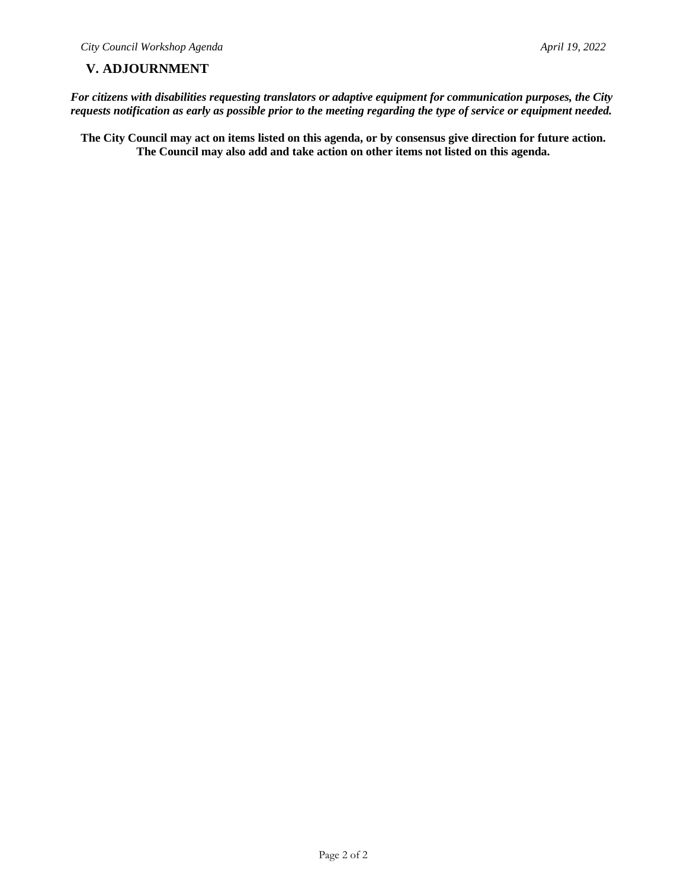## V. ADJOURNMENT

***For citizens with disabilities requesting translators or adaptive equipment for communication purposes, the City requests notification as early as possible prior to the meeting regarding the type of service or equipment needed.***

**The City Council may act on items listed on this agenda, or by consensus give direction for future action. The Council may also add and take action on other items not listed on this agenda.**